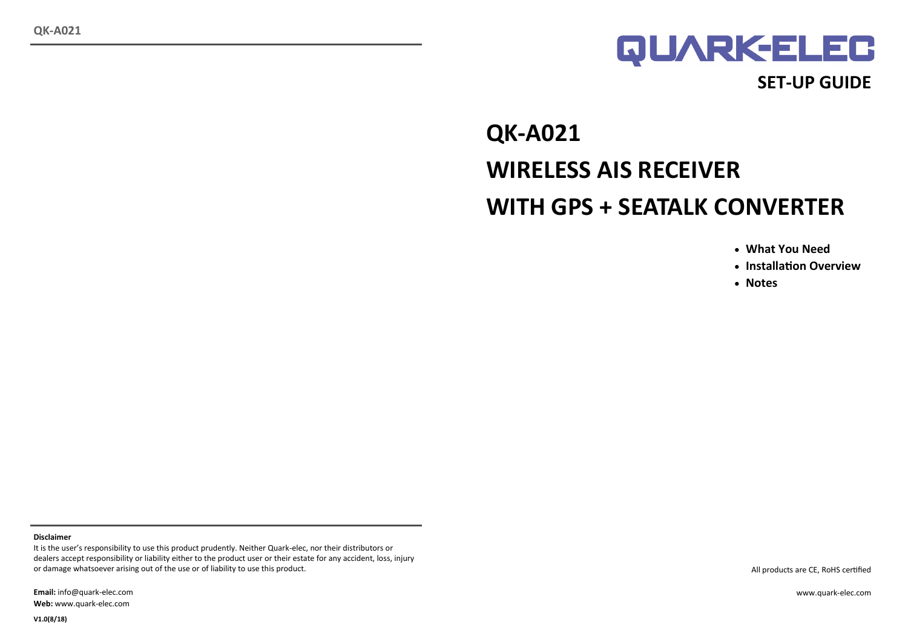QUARK-ELEC

**SET-UP GUIDE**

# QK-A021

# WIRELESS AIS RECEIVER

# WITH GPS + SEATALK CONVERTER

- **What You Need**
- **Installation Overview**
- **Notes**

**Disclaimer**

It is the user's responsibility to use this product prudently. Neither Quark-elec, nor their distributors or dealers accept responsibility or liability either to the product user or their estate for any accident, loss, injury or damage whatsoever arising out of the use or of liability to use this product.

**Email:** info@quark-elec.com
**Web:** www.quark-elec.com

**V1.0(8/18)**

All products are CE, RoHS certified

www.quark-elec.com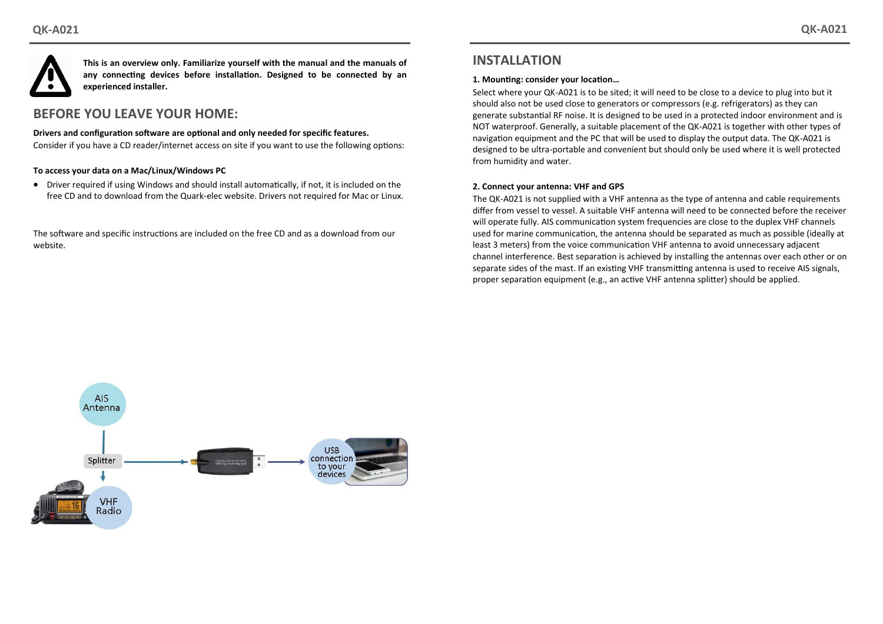This is an overview only. Familiarize yourself with the manual and the manuals of any connecting devices before installation. Designed to be connected by an experienced installer.

## BEFORE YOU LEAVE YOUR HOME:

**Drivers and configuration software are optional and only needed for specific features.**
Consider if you have a CD reader/internet access on site if you want to use the following options:

**To access your data on a Mac/Linux/Windows PC**

- Driver required if using Windows and should install automatically, if not, it is included on the free CD and to download from the Quark-elec website. Drivers not required for Mac or Linux.

The software and specific instructions are included on the free CD and as a download from our website.

AIS Antenna

Splitter

VHF Radio

USB connection to your devices

## INSTALLATION

**1. Mounting: consider your location…**

Select where your QK-A021 is to be sited; it will need to be close to a device to plug into but it should also not be used close to generators or compressors (e.g. refrigerators) as they can generate substantial RF noise. It is designed to be used in a protected indoor environment and is NOT waterproof. Generally, a suitable placement of the QK-A021 is together with other types of navigation equipment and the PC that will be used to display the output data. The QK-A021 is designed to be ultra-portable and convenient but should only be used where it is well protected from humidity and water.

**2. Connect your antenna: VHF and GPS**

The QK-A021 is not supplied with a VHF antenna as the type of antenna and cable requirements differ from vessel to vessel. A suitable VHF antenna will need to be connected before the receiver will operate fully. AIS communication system frequencies are close to the duplex VHF channels used for marine communication, the antenna should be separated as much as possible (ideally at least 3 meters) from the voice communication VHF antenna to avoid unnecessary adjacent channel interference. Best separation is achieved by installing the antennas over each other or on separate sides of the mast. If an existing VHF transmitting antenna is used to receive AIS signals, proper separation equipment (e.g., an active VHF antenna splitter) should be applied.